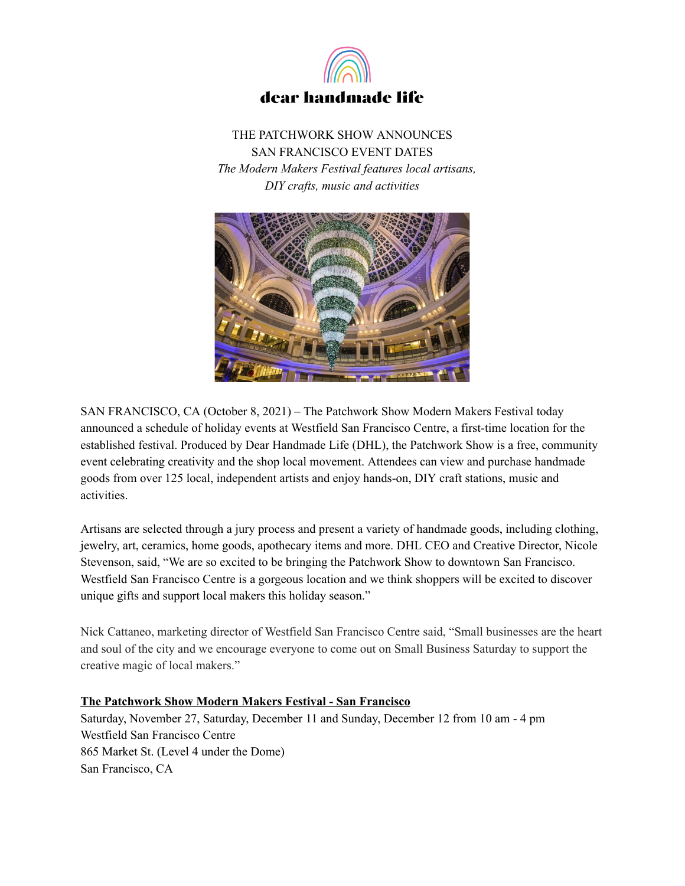dear handmade life

THE PATCHWORK SHOW ANNOUNCES
SAN FRANCISCO EVENT DATES

*The Modern Makers Festival features local artisans, DIY crafts, music and activities*

SAN FRANCISCO, CA (October 8, 2021) – The Patchwork Show Modern Makers Festival today announced a schedule of holiday events at Westfield San Francisco Centre, a first-time location for the established festival. Produced by Dear Handmade Life (DHL), the Patchwork Show is a free, community event celebrating creativity and the shop local movement. Attendees can view and purchase handmade goods from over 125 local, independent artists and enjoy hands-on, DIY craft stations, music and activities.

Artisans are selected through a jury process and present a variety of handmade goods, including clothing, jewelry, art, ceramics, home goods, apothecary items and more. DHL CEO and Creative Director, Nicole Stevenson, said, "We are so excited to be bringing the Patchwork Show to downtown San Francisco. Westfield San Francisco Centre is a gorgeous location and we think shoppers will be excited to discover unique gifts and support local makers this holiday season."

Nick Cattaneo, marketing director of Westfield San Francisco Centre said, "Small businesses are the heart and soul of the city and we encourage everyone to come out on Small Business Saturday to support the creative magic of local makers."

**The Patchwork Show Modern Makers Festival - San Francisco**

Saturday, November 27, Saturday, December 11 and Sunday, December 12 from 10 am - 4 pm
Westfield San Francisco Centre
865 Market St. (Level 4 under the Dome)
San Francisco, CA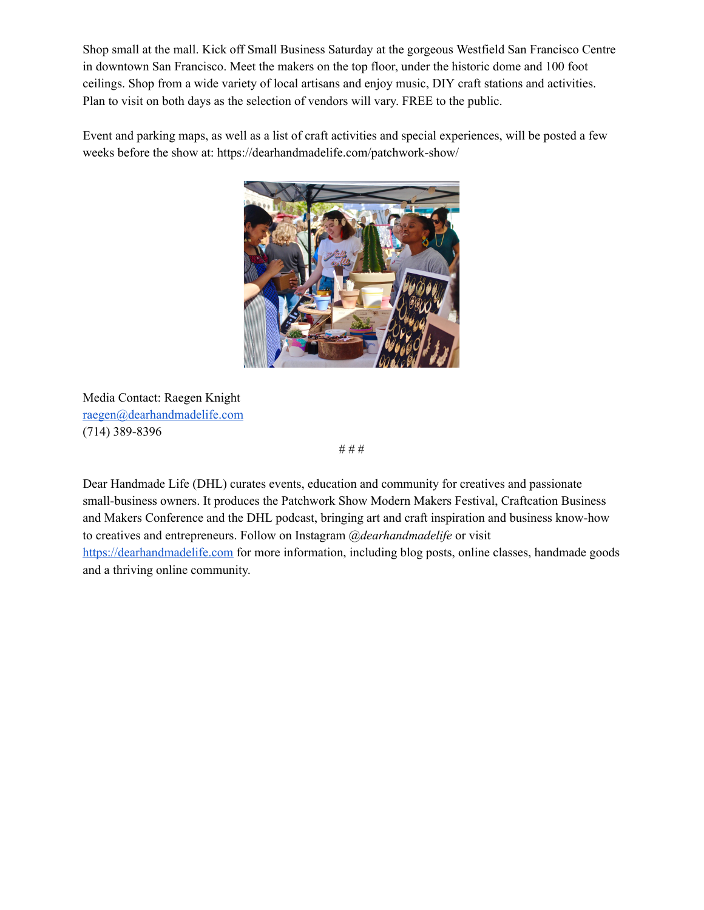Shop small at the mall. Kick off Small Business Saturday at the gorgeous Westfield San Francisco Centre in downtown San Francisco. Meet the makers on the top floor, under the historic dome and 100 foot ceilings. Shop from a wide variety of local artisans and enjoy music, DIY craft stations and activities. Plan to visit on both days as the selection of vendors will vary. FREE to the public.

Event and parking maps, as well as a list of craft activities and special experiences, will be posted a few weeks before the show at: https://dearhandmadelife.com/patchwork-show/

Media Contact: Raegen Knight
[raegen@dearhandmadelife.com](mailto:raegen@dearhandmadelife.com)
(714) 389-8396

# # #

Dear Handmade Life (DHL) curates events, education and community for creatives and passionate small-business owners. It produces the Patchwork Show Modern Makers Festival, Craftcation Business and Makers Conference and the DHL podcast, bringing art and craft inspiration and business know-how to creatives and entrepreneurs. Follow on Instagram *@dearhandmadelife* or visit [https://dearhandmadelife.com](https://dearhandmadelife.com) for more information, including blog posts, online classes, handmade goods and a thriving online community.